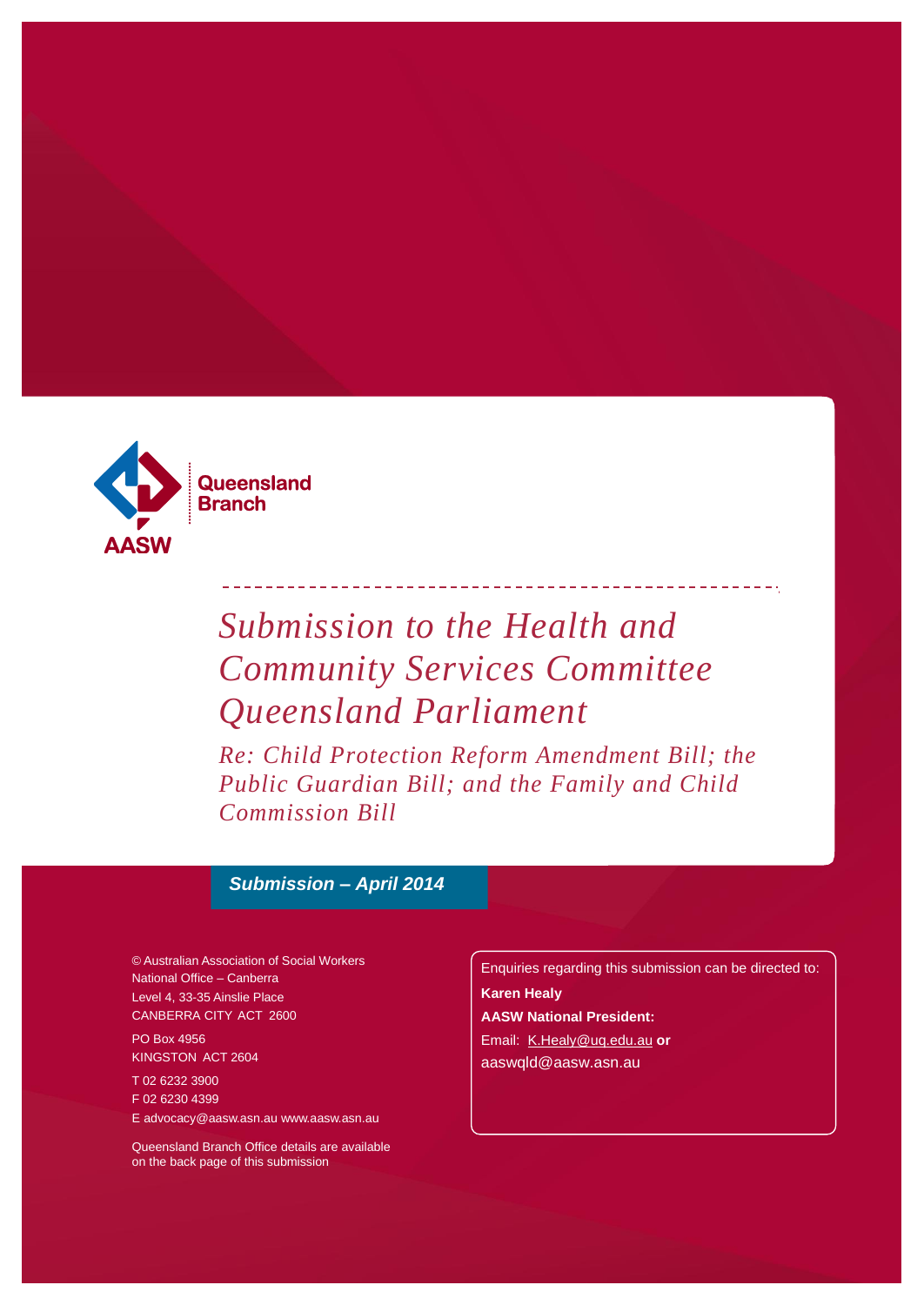Queensland Branch

AASW

# Submission to the Health and Community Services Committee Queensland Parliament

## *Re: Child Protection Reform Amendment Bill; the Public Guardian Bill; and the Family and Child Commission Bill*

***Submission – April 2014***

© Australian Association of Social Workers
National Office – Canberra
Level 4, 33-35 Ainslie Place
CANBERRA CITY ACT 2600

PO Box 4956
KINGSTON ACT 2604

T 02 6232 3900
F 02 6230 4399
E advocacy@aasw.asn.au www.aasw.asn.au

Queensland Branch Office details are available on the back page of this submission

Enquiries regarding this submission can be directed to:

**Karen Healy**

**AASW National President:**

Email: K.Healy@uq.edu.au **or** aaswqld@aasw.asn.au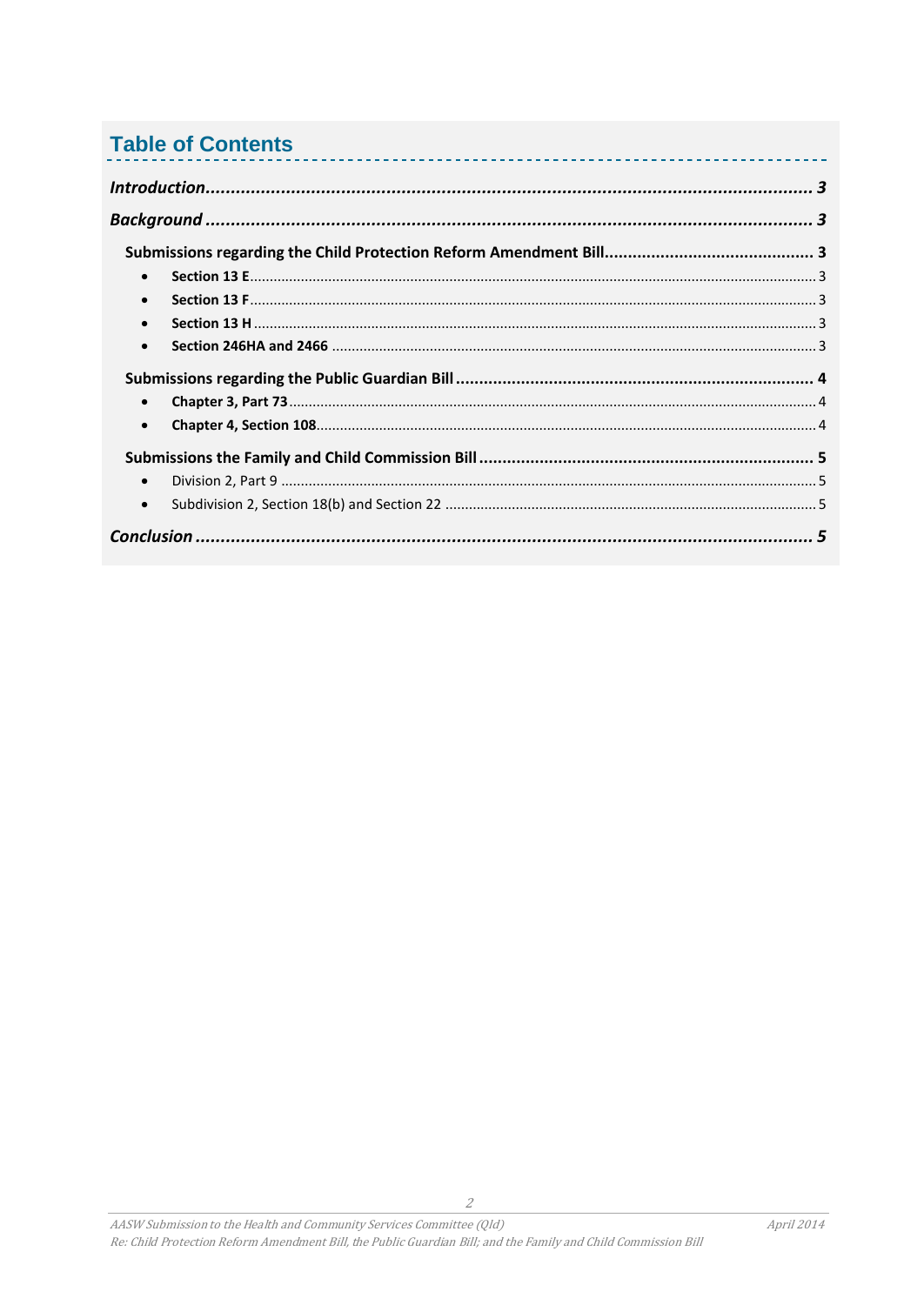## Table of Contents

*Introduction* ........ 3

*Background* ........ 3

**Submissions regarding the Child Protection Reform Amendment Bill** ........ 3

- **Section 13 E** ........ 3
- **Section 13 F** ........ 3
- **Section 13 H** ........ 3
- **Section 246HA and 2466** ........ 3

**Submissions regarding the Public Guardian Bill** ........ 4

- **Chapter 3, Part 73** ........ 4
- **Chapter 4, Section 108** ........ 4

**Submissions the Family and Child Commission Bill** ........ 5

- Division 2, Part 9 ........ 5
- Subdivision 2, Section 18(b) and Section 22 ........ 5

*Conclusion* ........ 5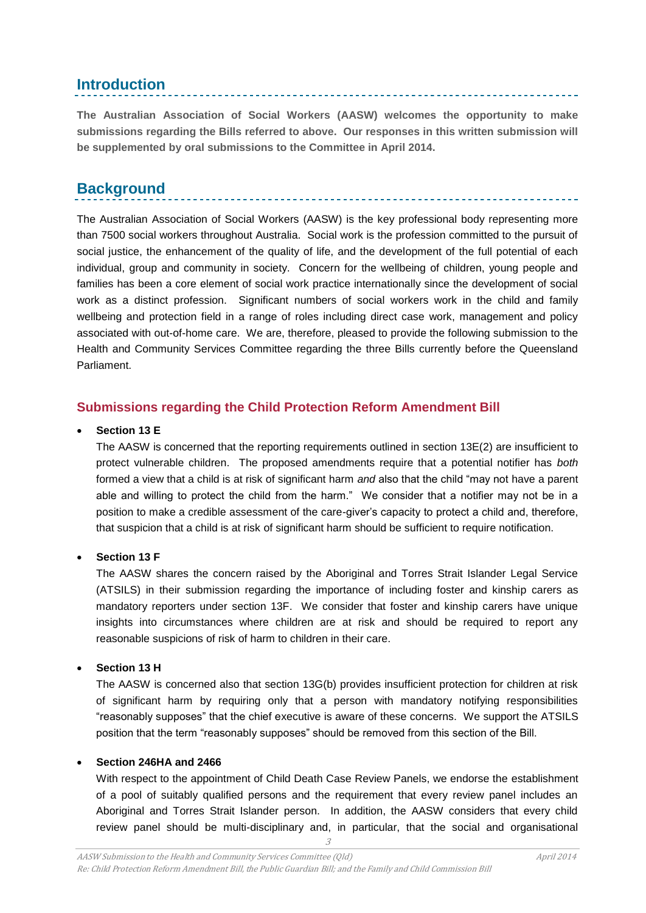## Introduction

**The Australian Association of Social Workers (AASW) welcomes the opportunity to make submissions regarding the Bills referred to above. Our responses in this written submission will be supplemented by oral submissions to the Committee in April 2014.**

## Background

The Australian Association of Social Workers (AASW) is the key professional body representing more than 7500 social workers throughout Australia. Social work is the profession committed to the pursuit of social justice, the enhancement of the quality of life, and the development of the full potential of each individual, group and community in society. Concern for the wellbeing of children, young people and families has been a core element of social work practice internationally since the development of social work as a distinct profession. Significant numbers of social workers work in the child and family wellbeing and protection field in a range of roles including direct case work, management and policy associated with out-of-home care. We are, therefore, pleased to provide the following submission to the Health and Community Services Committee regarding the three Bills currently before the Queensland Parliament.

### Submissions regarding the Child Protection Reform Amendment Bill

- **Section 13 E**

  The AASW is concerned that the reporting requirements outlined in section 13E(2) are insufficient to protect vulnerable children. The proposed amendments require that a potential notifier has *both* formed a view that a child is at risk of significant harm *and* also that the child "may not have a parent able and willing to protect the child from the harm." We consider that a notifier may not be in a position to make a credible assessment of the care-giver's capacity to protect a child and, therefore, that suspicion that a child is at risk of significant harm should be sufficient to require notification.

- **Section 13 F**

  The AASW shares the concern raised by the Aboriginal and Torres Strait Islander Legal Service (ATSILS) in their submission regarding the importance of including foster and kinship carers as mandatory reporters under section 13F. We consider that foster and kinship carers have unique insights into circumstances where children are at risk and should be required to report any reasonable suspicions of risk of harm to children in their care.

- **Section 13 H**

  The AASW is concerned also that section 13G(b) provides insufficient protection for children at risk of significant harm by requiring only that a person with mandatory notifying responsibilities "reasonably supposes" that the chief executive is aware of these concerns. We support the ATSILS position that the term "reasonably supposes" should be removed from this section of the Bill.

- **Section 246HA and 2466**

  With respect to the appointment of Child Death Case Review Panels, we endorse the establishment of a pool of suitably qualified persons and the requirement that every review panel includes an Aboriginal and Torres Strait Islander person. In addition, the AASW considers that every child review panel should be multi-disciplinary and, in particular, that the social and organisational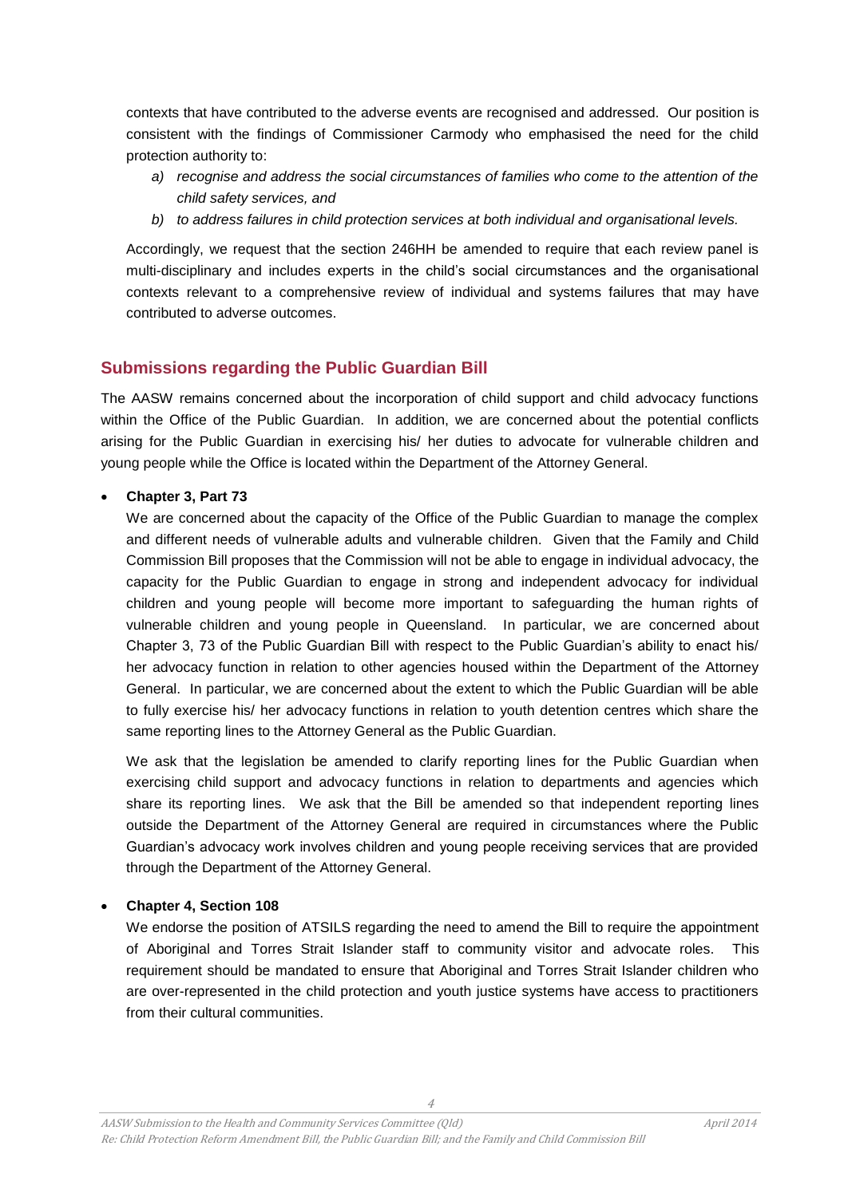contexts that have contributed to the adverse events are recognised and addressed. Our position is consistent with the findings of Commissioner Carmody who emphasised the need for the child protection authority to:

a) *recognise and address the social circumstances of families who come to the attention of the child safety services, and*
b) *to address failures in child protection services at both individual and organisational levels.*

Accordingly, we request that the section 246HH be amended to require that each review panel is multi-disciplinary and includes experts in the child's social circumstances and the organisational contexts relevant to a comprehensive review of individual and systems failures that may have contributed to adverse outcomes.

## Submissions regarding the Public Guardian Bill

The AASW remains concerned about the incorporation of child support and child advocacy functions within the Office of the Public Guardian. In addition, we are concerned about the potential conflicts arising for the Public Guardian in exercising his/ her duties to advocate for vulnerable children and young people while the Office is located within the Department of the Attorney General.

- **Chapter 3, Part 73**

  We are concerned about the capacity of the Office of the Public Guardian to manage the complex and different needs of vulnerable adults and vulnerable children. Given that the Family and Child Commission Bill proposes that the Commission will not be able to engage in individual advocacy, the capacity for the Public Guardian to engage in strong and independent advocacy for individual children and young people will become more important to safeguarding the human rights of vulnerable children and young people in Queensland. In particular, we are concerned about Chapter 3, 73 of the Public Guardian Bill with respect to the Public Guardian's ability to enact his/ her advocacy function in relation to other agencies housed within the Department of the Attorney General. In particular, we are concerned about the extent to which the Public Guardian will be able to fully exercise his/ her advocacy functions in relation to youth detention centres which share the same reporting lines to the Attorney General as the Public Guardian.

  We ask that the legislation be amended to clarify reporting lines for the Public Guardian when exercising child support and advocacy functions in relation to departments and agencies which share its reporting lines. We ask that the Bill be amended so that independent reporting lines outside the Department of the Attorney General are required in circumstances where the Public Guardian's advocacy work involves children and young people receiving services that are provided through the Department of the Attorney General.

- **Chapter 4, Section 108**

  We endorse the position of ATSILS regarding the need to amend the Bill to require the appointment of Aboriginal and Torres Strait Islander staff to community visitor and advocate roles. This requirement should be mandated to ensure that Aboriginal and Torres Strait Islander children who are over-represented in the child protection and youth justice systems have access to practitioners from their cultural communities.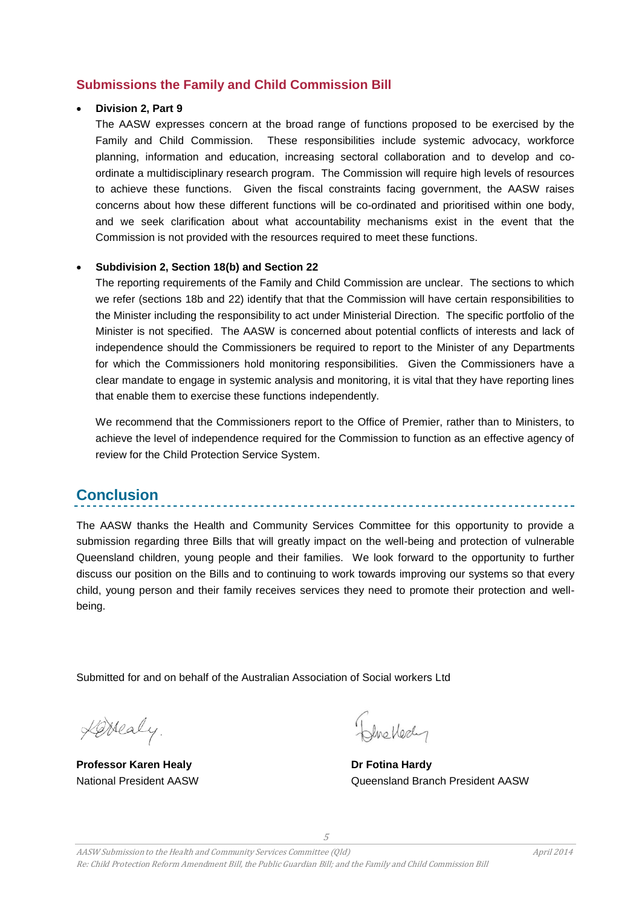## Submissions the Family and Child Commission Bill

- **Division 2, Part 9**

  The AASW expresses concern at the broad range of functions proposed to be exercised by the Family and Child Commission. These responsibilities include systemic advocacy, workforce planning, information and education, increasing sectoral collaboration and to develop and co-ordinate a multidisciplinary research program. The Commission will require high levels of resources to achieve these functions. Given the fiscal constraints facing government, the AASW raises concerns about how these different functions will be co-ordinated and prioritised within one body, and we seek clarification about what accountability mechanisms exist in the event that the Commission is not provided with the resources required to meet these functions.

- **Subdivision 2, Section 18(b) and Section 22**

  The reporting requirements of the Family and Child Commission are unclear. The sections to which we refer (sections 18b and 22) identify that that the Commission will have certain responsibilities to the Minister including the responsibility to act under Ministerial Direction. The specific portfolio of the Minister is not specified. The AASW is concerned about potential conflicts of interests and lack of independence should the Commissioners be required to report to the Minister of any Departments for which the Commissioners hold monitoring responsibilities. Given the Commissioners have a clear mandate to engage in systemic analysis and monitoring, it is vital that they have reporting lines that enable them to exercise these functions independently.

  We recommend that the Commissioners report to the Office of Premier, rather than to Ministers, to achieve the level of independence required for the Commission to function as an effective agency of review for the Child Protection Service System.

# Conclusion

The AASW thanks the Health and Community Services Committee for this opportunity to provide a submission regarding three Bills that will greatly impact on the well-being and protection of vulnerable Queensland children, young people and their families. We look forward to the opportunity to further discuss our position on the Bills and to continuing to work towards improving our systems so that every child, young person and their family receives services they need to promote their protection and well-being.

Submitted for and on behalf of the Australian Association of Social workers Ltd

**Professor Karen Healy**
National President AASW

**Dr Fotina Hardy**
Queensland Branch President AASW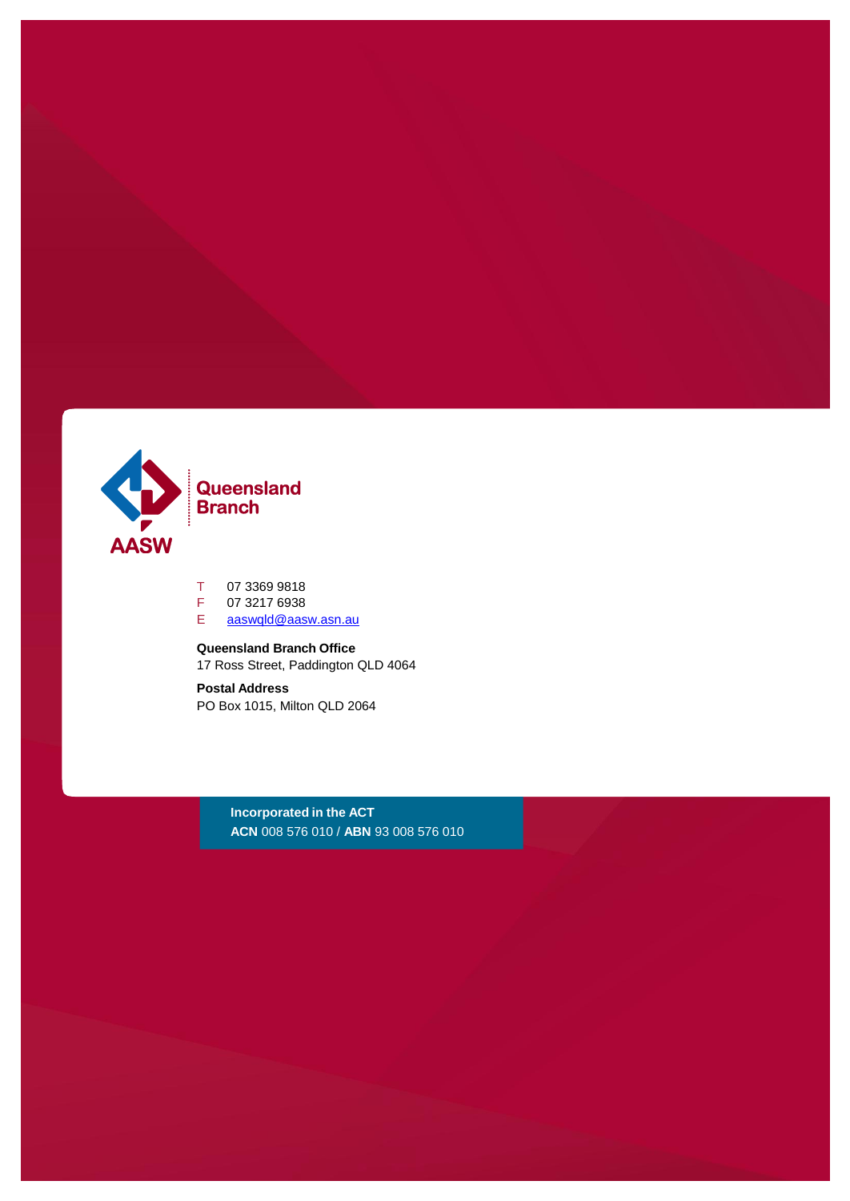Queensland Branch

AASW

T 07 3369 9818
F 07 3217 6938
E aaswqld@aasw.asn.au

**Queensland Branch Office**
17 Ross Street, Paddington QLD 4064

**Postal Address**
PO Box 1015, Milton QLD 2064

**Incorporated in the ACT**
**ACN** 008 576 010 / **ABN** 93 008 576 010